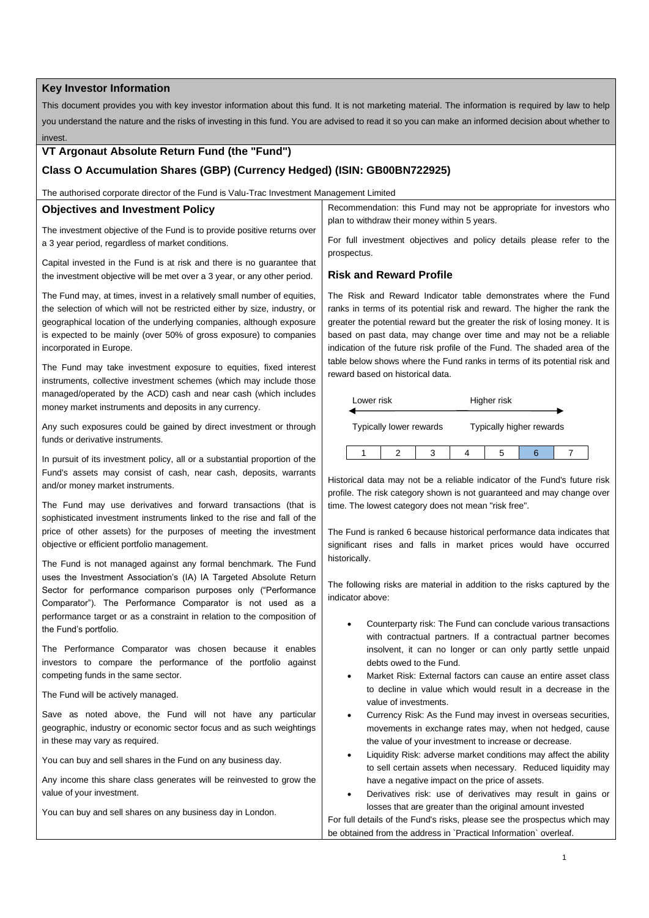## Key Investor Information

This document provides you with key investor information about this fund. It is not marketing material. The information is required by law to help you understand the nature and the risks of investing in this fund. You are advised to read it so you can make an informed decision about whether to invest.

# VT Argonaut Absolute Return Fund (the "Fund")

## Class O Accumulation Shares (GBP) (Currency Hedged) (ISIN: GB00BN722925)

The authorised corporate director of the Fund is Valu-Trac Investment Management Limited

### Objectives and Investment Policy

The investment objective of the Fund is to provide positive returns over a 3 year period, regardless of market conditions.

Capital invested in the Fund is at risk and there is no guarantee that the investment objective will be met over a 3 year, or any other period.

The Fund may, at times, invest in a relatively small number of equities, the selection of which will not be restricted either by size, industry, or geographical location of the underlying companies, although exposure is expected to be mainly (over 50% of gross exposure) to companies incorporated in Europe.

The Fund may take investment exposure to equities, fixed interest instruments, collective investment schemes (which may include those managed/operated by the ACD) cash and near cash (which includes money market instruments and deposits in any currency.

Any such exposures could be gained by direct investment or through funds or derivative instruments.

In pursuit of its investment policy, all or a substantial proportion of the Fund's assets may consist of cash, near cash, deposits, warrants and/or money market instruments.

The Fund may use derivatives and forward transactions (that is sophisticated investment instruments linked to the rise and fall of the price of other assets) for the purposes of meeting the investment objective or efficient portfolio management.

The Fund is not managed against any formal benchmark. The Fund uses the Investment Association's (IA) IA Targeted Absolute Return Sector for performance comparison purposes only ("Performance Comparator"). The Performance Comparator is not used as a performance target or as a constraint in relation to the composition of the Fund's portfolio.

The Performance Comparator was chosen because it enables investors to compare the performance of the portfolio against competing funds in the same sector.

The Fund will be actively managed.

Save as noted above, the Fund will not have any particular geographic, industry or economic sector focus and as such weightings in these may vary as required.

You can buy and sell shares in the Fund on any business day.

Any income this share class generates will be reinvested to grow the value of your investment.

You can buy and sell shares on any business day in London.

Recommendation: this Fund may not be appropriate for investors who plan to withdraw their money within 5 years.

For full investment objectives and policy details please refer to the prospectus.

### Risk and Reward Profile

The Risk and Reward Indicator table demonstrates where the Fund ranks in terms of its potential risk and reward. The higher the rank the greater the potential reward but the greater the risk of losing money. It is based on past data, may change over time and may not be a reliable indication of the future risk profile of the Fund. The shaded area of the table below shows where the Fund ranks in terms of its potential risk and reward based on historical data.

Lower risk ← → Higher risk

Typically lower rewards — Typically higher rewards

| 1 | 2 | 3 | 4 | 5 | **6** | 7 |
|---|---|---|---|---|---|---|

Historical data may not be a reliable indicator of the Fund's future risk profile. The risk category shown is not guaranteed and may change over time. The lowest category does not mean "risk free".

The Fund is ranked 6 because historical performance data indicates that significant rises and falls in market prices would have occurred historically.

The following risks are material in addition to the risks captured by the indicator above:

- Counterparty risk: The Fund can conclude various transactions with contractual partners. If a contractual partner becomes insolvent, it can no longer or can only partly settle unpaid debts owed to the Fund.
- Market Risk: External factors can cause an entire asset class to decline in value which would result in a decrease in the value of investments.
- Currency Risk: As the Fund may invest in overseas securities, movements in exchange rates may, when not hedged, cause the value of your investment to increase or decrease.
- Liquidity Risk: adverse market conditions may affect the ability to sell certain assets when necessary. Reduced liquidity may have a negative impact on the price of assets.
- Derivatives risk: use of derivatives may result in gains or losses that are greater than the original amount invested

For full details of the Fund's risks, please see the prospectus which may be obtained from the address in `Practical Information` overleaf.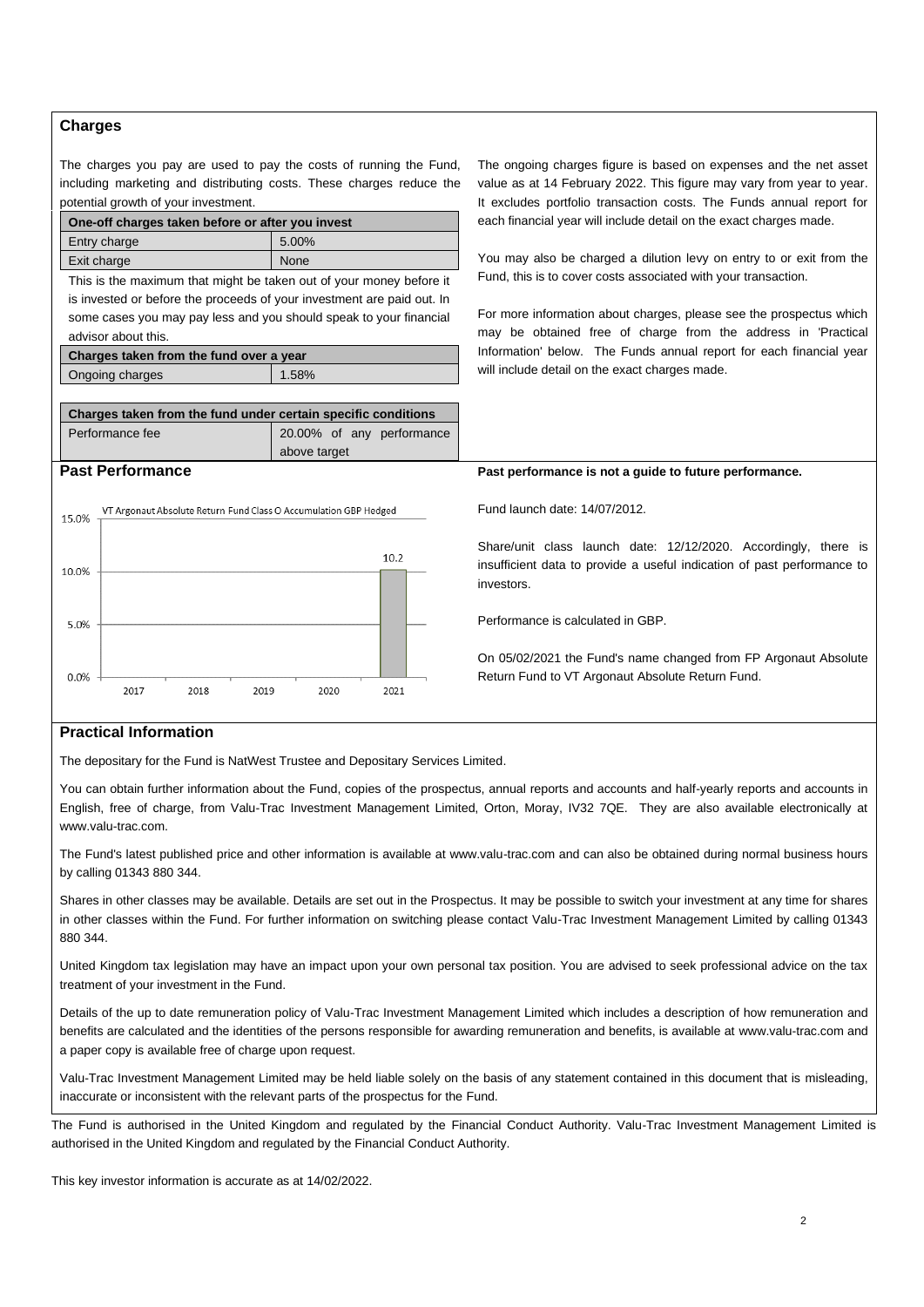## Charges

The charges you pay are used to pay the costs of running the Fund, including marketing and distributing costs. These charges reduce the potential growth of your investment.

| One-off charges taken before or after you invest | |
|---|---|
| Entry charge | 5.00% |
| Exit charge | None |

This is the maximum that might be taken out of your money before it is invested or before the proceeds of your investment are paid out. In some cases you may pay less and you should speak to your financial advisor about this.

| Charges taken from the fund over a year | |
|---|---|
| Ongoing charges | 1.58% |

| Charges taken from the fund under certain specific conditions | |
|---|---|
| Performance fee | 20.00% of any performance above target |

The ongoing charges figure is based on expenses and the net asset value as at 14 February 2022. This figure may vary from year to year. It excludes portfolio transaction costs. The Funds annual report for each financial year will include detail on the exact charges made.

You may also be charged a dilution levy on entry to or exit from the Fund, this is to cover costs associated with your transaction.

For more information about charges, please see the prospectus which may be obtained free of charge from the address in 'Practical Information' below. The Funds annual report for each financial year will include detail on the exact charges made.

## Past Performance

VT Argonaut Absolute Return Fund Class O Accumulation GBP Hedged

15.0%
10.0%
5.0%
0.0%

2017
2018
2019
2020
2021

10.2

**Past performance is not a guide to future performance.**

Fund launch date: 14/07/2012.

Share/unit class launch date: 12/12/2020. Accordingly, there is insufficient data to provide a useful indication of past performance to investors.

Performance is calculated in GBP.

On 05/02/2021 the Fund's name changed from FP Argonaut Absolute Return Fund to VT Argonaut Absolute Return Fund.

## Practical Information

The depositary for the Fund is NatWest Trustee and Depositary Services Limited.

You can obtain further information about the Fund, copies of the prospectus, annual reports and accounts and half-yearly reports and accounts in English, free of charge, from Valu-Trac Investment Management Limited, Orton, Moray, IV32 7QE. They are also available electronically at www.valu-trac.com.

The Fund's latest published price and other information is available at www.valu-trac.com and can also be obtained during normal business hours by calling 01343 880 344.

Shares in other classes may be available. Details are set out in the Prospectus. It may be possible to switch your investment at any time for shares in other classes within the Fund. For further information on switching please contact Valu-Trac Investment Management Limited by calling 01343 880 344.

United Kingdom tax legislation may have an impact upon your own personal tax position. You are advised to seek professional advice on the tax treatment of your investment in the Fund.

Details of the up to date remuneration policy of Valu-Trac Investment Management Limited which includes a description of how remuneration and benefits are calculated and the identities of the persons responsible for awarding remuneration and benefits, is available at www.valu-trac.com and a paper copy is available free of charge upon request.

Valu-Trac Investment Management Limited may be held liable solely on the basis of any statement contained in this document that is misleading, inaccurate or inconsistent with the relevant parts of the prospectus for the Fund.

The Fund is authorised in the United Kingdom and regulated by the Financial Conduct Authority. Valu-Trac Investment Management Limited is authorised in the United Kingdom and regulated by the Financial Conduct Authority.

This key investor information is accurate as at 14/02/2022.